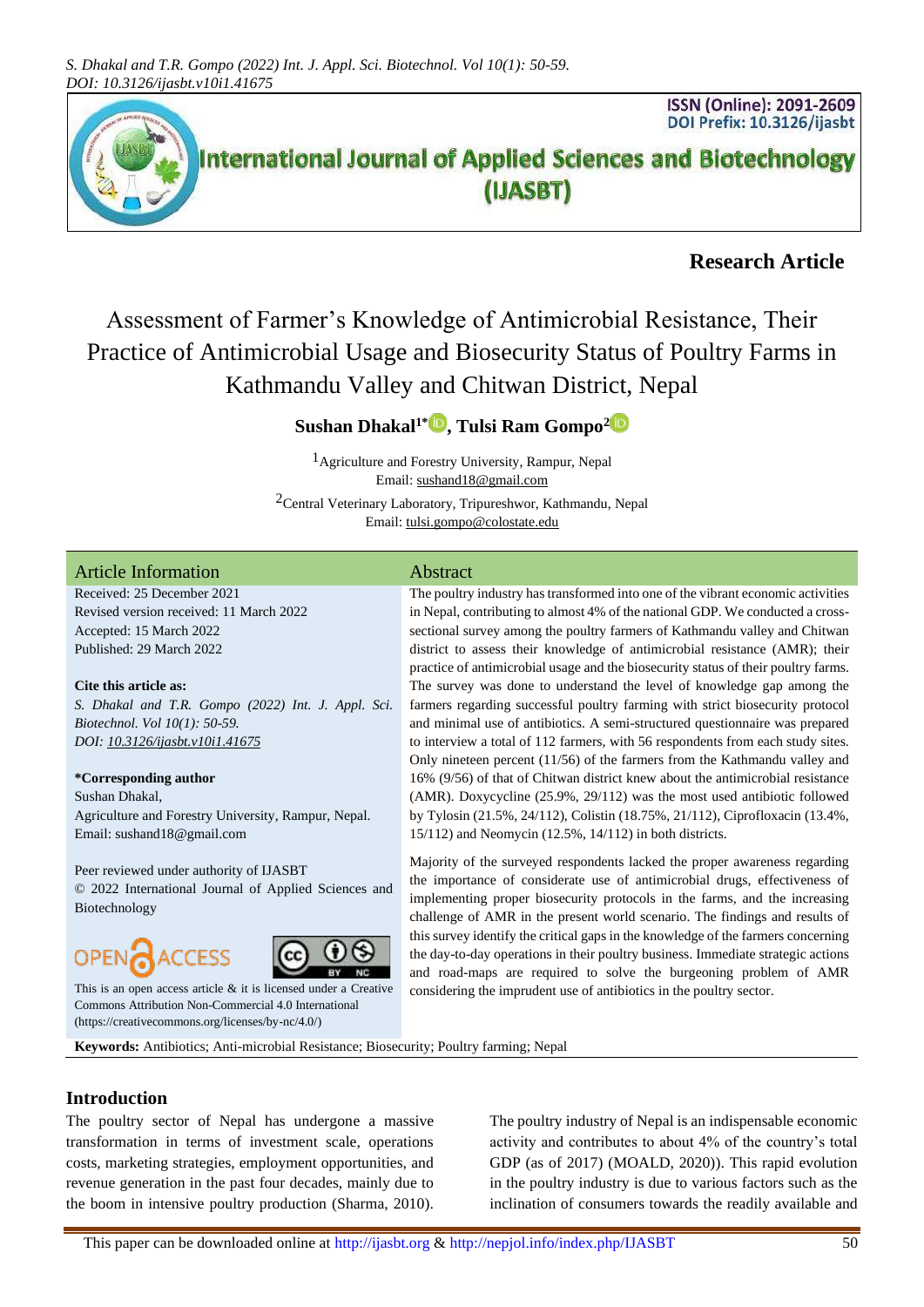**Research Article**

# Assessment of Farmer's Knowledge of Antimicrobial Resistance, Their Practice of Antimicrobial Usage and Biosecurity Status of Poultry Farms in Kathmandu Valley and Chitwan District, Nepal

**Sushan Dhakal[1*], Tulsi Ram Gompo[2]**

[1]Agriculture and Forestry University, Rampur, Nepal
Email: sushand18@gmail.com

[2]Central Veterinary Laboratory, Tripureshwor, Kathmandu, Nepal
Email: tulsi.gompo@colostate.edu

## Article Information

Received: 25 December 2021
Revised version received: 11 March 2022
Accepted: 15 March 2022
Published: 29 March 2022

**Cite this article as:**
*S. Dhakal and T.R. Gompo (2022) Int. J. Appl. Sci. Biotechnol. Vol 10(1): 50-59. DOI: 10.3126/ijasbt.v10i1.41675*

***Corresponding author**
Sushan Dhakal,
Agriculture and Forestry University, Rampur, Nepal.
Email: sushand18@gmail.com

Peer reviewed under authority of IJASBT
© 2022 International Journal of Applied Sciences and Biotechnology

OPEN ACCESS

This is an open access article & it is licensed under a Creative Commons Attribution Non-Commercial 4.0 International (https://creativecommons.org/licenses/by-nc/4.0/)

## Abstract

The poultry industry has transformed into one of the vibrant economic activities in Nepal, contributing to almost 4% of the national GDP. We conducted a cross-sectional survey among the poultry farmers of Kathmandu valley and Chitwan district to assess their knowledge of antimicrobial resistance (AMR); their practice of antimicrobial usage and the biosecurity status of their poultry farms. The survey was done to understand the level of knowledge gap among the farmers regarding successful poultry farming with strict biosecurity protocol and minimal use of antibiotics. A semi-structured questionnaire was prepared to interview a total of 112 farmers, with 56 respondents from each study sites. Only nineteen percent (11/56) of the farmers from the Kathmandu valley and 16% (9/56) of that of Chitwan district knew about the antimicrobial resistance (AMR). Doxycycline (25.9%, 29/112) was the most used antibiotic followed by Tylosin (21.5%, 24/112), Colistin (18.75%, 21/112), Ciprofloxacin (13.4%, 15/112) and Neomycin (12.5%, 14/112) in both districts.

Majority of the surveyed respondents lacked the proper awareness regarding the importance of considerate use of antimicrobial drugs, effectiveness of implementing proper biosecurity protocols in the farms, and the increasing challenge of AMR in the present world scenario. The findings and results of this survey identify the critical gaps in the knowledge of the farmers concerning the day-to-day operations in their poultry business. Immediate strategic actions and road-maps are required to solve the burgeoning problem of AMR considering the imprudent use of antibiotics in the poultry sector.

**Keywords:** Antibiotics; Anti-microbial Resistance; Biosecurity; Poultry farming; Nepal

## Introduction

The poultry sector of Nepal has undergone a massive transformation in terms of investment scale, operations costs, marketing strategies, employment opportunities, and revenue generation in the past four decades, mainly due to the boom in intensive poultry production (Sharma, 2010). The poultry industry of Nepal is an indispensable economic activity and contributes to about 4% of the country's total GDP (as of 2017) (MOALD, 2020)). This rapid evolution in the poultry industry is due to various factors such as the inclination of consumers towards the readily available and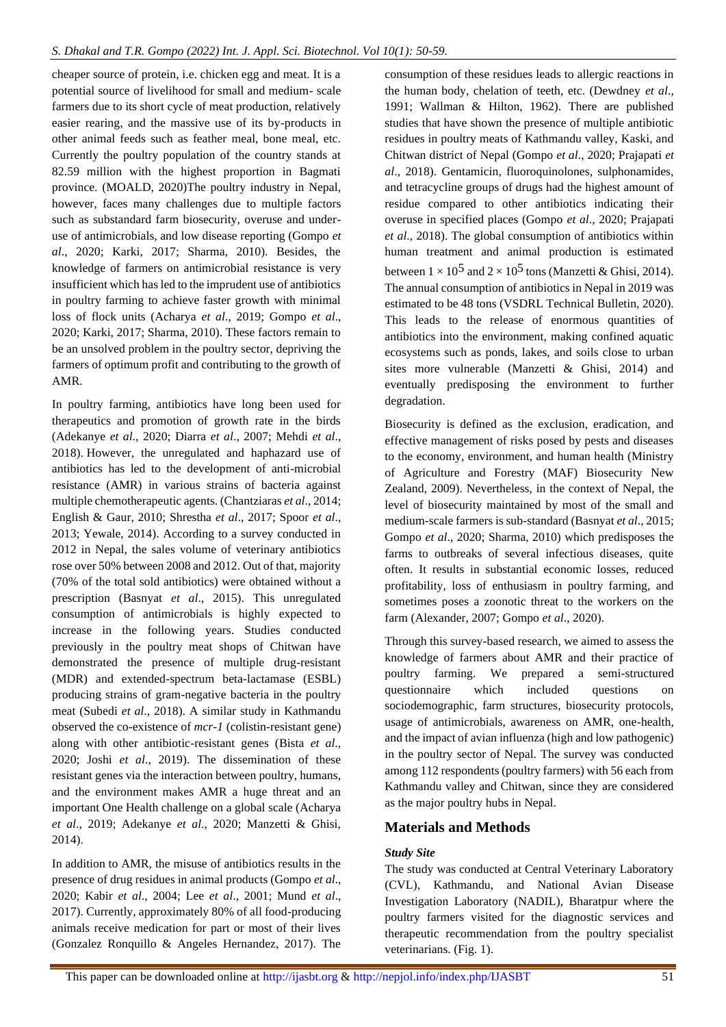cheaper source of protein, i.e. chicken egg and meat. It is a potential source of livelihood for small and medium- scale farmers due to its short cycle of meat production, relatively easier rearing, and the massive use of its by-products in other animal feeds such as feather meal, bone meal, etc. Currently the poultry population of the country stands at 82.59 million with the highest proportion in Bagmati province. (MOALD, 2020)The poultry industry in Nepal, however, faces many challenges due to multiple factors such as substandard farm biosecurity, overuse and underuse of antimicrobials, and low disease reporting (Gompo *et al*., 2020; Karki, 2017; Sharma, 2010). Besides, the knowledge of farmers on antimicrobial resistance is very insufficient which has led to the imprudent use of antibiotics in poultry farming to achieve faster growth with minimal loss of flock units (Acharya *et al*., 2019; Gompo *et al*., 2020; Karki, 2017; Sharma, 2010). These factors remain to be an unsolved problem in the poultry sector, depriving the farmers of optimum profit and contributing to the growth of AMR.

In poultry farming, antibiotics have long been used for therapeutics and promotion of growth rate in the birds (Adekanye *et al*., 2020; Diarra *et al*., 2007; Mehdi *et al*., 2018). However, the unregulated and haphazard use of antibiotics has led to the development of anti-microbial resistance (AMR) in various strains of bacteria against multiple chemotherapeutic agents. (Chantziaras *et al*., 2014; English & Gaur, 2010; Shrestha *et al*., 2017; Spoor *et al*., 2013; Yewale, 2014). According to a survey conducted in 2012 in Nepal, the sales volume of veterinary antibiotics rose over 50% between 2008 and 2012. Out of that, majority (70% of the total sold antibiotics) were obtained without a prescription (Basnyat *et al*., 2015). This unregulated consumption of antimicrobials is highly expected to increase in the following years. Studies conducted previously in the poultry meat shops of Chitwan have demonstrated the presence of multiple drug-resistant (MDR) and extended-spectrum beta-lactamase (ESBL) producing strains of gram-negative bacteria in the poultry meat (Subedi *et al*., 2018). A similar study in Kathmandu observed the co-existence of *mcr-1* (colistin-resistant gene) along with other antibiotic-resistant genes (Bista *et al*., 2020; Joshi *et al*., 2019). The dissemination of these resistant genes via the interaction between poultry, humans, and the environment makes AMR a huge threat and an important One Health challenge on a global scale (Acharya *et al*., 2019; Adekanye *et al*., 2020; Manzetti & Ghisi, 2014).

In addition to AMR, the misuse of antibiotics results in the presence of drug residues in animal products (Gompo *et al*., 2020; Kabir *et al*., 2004; Lee *et al*., 2001; Mund *et al*., 2017). Currently, approximately 80% of all food-producing animals receive medication for part or most of their lives (Gonzalez Ronquillo & Angeles Hernandez, 2017). The consumption of these residues leads to allergic reactions in the human body, chelation of teeth, etc. (Dewdney *et al*., 1991; Wallman & Hilton, 1962). There are published studies that have shown the presence of multiple antibiotic residues in poultry meats of Kathmandu valley, Kaski, and Chitwan district of Nepal (Gompo *et al*., 2020; Prajapati *et al*., 2018). Gentamicin, fluoroquinolones, sulphonamides, and tetracycline groups of drugs had the highest amount of residue compared to other antibiotics indicating their overuse in specified places (Gompo *et al*., 2020; Prajapati *et al*., 2018). The global consumption of antibiotics within human treatment and animal production is estimated between $1 \times 10^5$ and $2 \times 10^5$ tons (Manzetti & Ghisi, 2014). The annual consumption of antibiotics in Nepal in 2019 was estimated to be 48 tons (VSDRL Technical Bulletin, 2020). This leads to the release of enormous quantities of antibiotics into the environment, making confined aquatic ecosystems such as ponds, lakes, and soils close to urban sites more vulnerable (Manzetti & Ghisi, 2014) and eventually predisposing the environment to further degradation.

Biosecurity is defined as the exclusion, eradication, and effective management of risks posed by pests and diseases to the economy, environment, and human health (Ministry of Agriculture and Forestry (MAF) Biosecurity New Zealand, 2009). Nevertheless, in the context of Nepal, the level of biosecurity maintained by most of the small and medium-scale farmers is sub-standard (Basnyat *et al*., 2015; Gompo *et al*., 2020; Sharma, 2010) which predisposes the farms to outbreaks of several infectious diseases, quite often. It results in substantial economic losses, reduced profitability, loss of enthusiasm in poultry farming, and sometimes poses a zoonotic threat to the workers on the farm (Alexander, 2007; Gompo *et al*., 2020).

Through this survey-based research, we aimed to assess the knowledge of farmers about AMR and their practice of poultry farming. We prepared a semi-structured questionnaire which included questions on sociodemographic, farm structures, biosecurity protocols, usage of antimicrobials, awareness on AMR, one-health, and the impact of avian influenza (high and low pathogenic) in the poultry sector of Nepal. The survey was conducted among 112 respondents (poultry farmers) with 56 each from Kathmandu valley and Chitwan, since they are considered as the major poultry hubs in Nepal.

## Materials and Methods

### *Study Site*

The study was conducted at Central Veterinary Laboratory (CVL), Kathmandu, and National Avian Disease Investigation Laboratory (NADIL), Bharatpur where the poultry farmers visited for the diagnostic services and therapeutic recommendation from the poultry specialist veterinarians. (Fig. 1).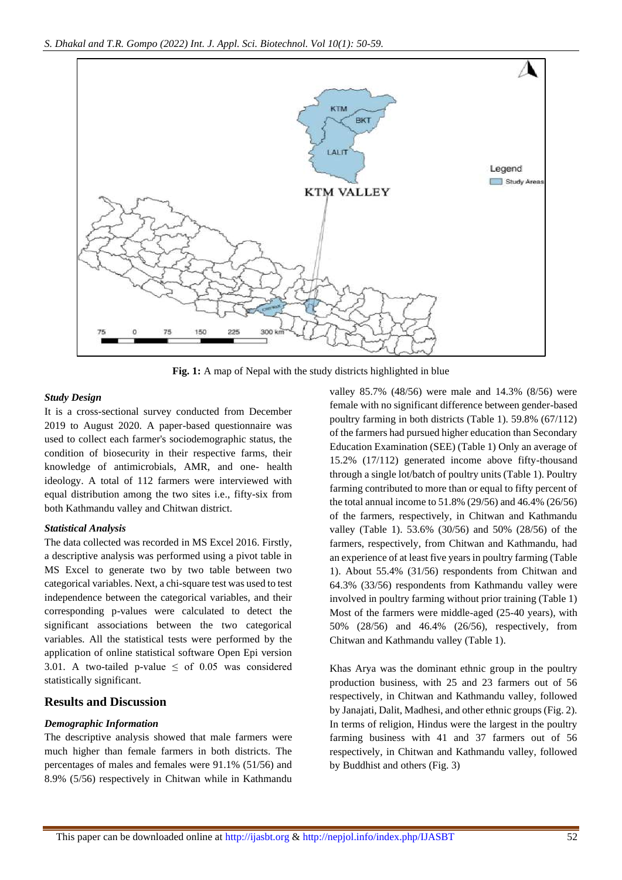**Fig. 1:** A map of Nepal with the study districts highlighted in blue

### *Study Design*

It is a cross-sectional survey conducted from December 2019 to August 2020. A paper-based questionnaire was used to collect each farmer's sociodemographic status, the condition of biosecurity in their respective farms, their knowledge of antimicrobials, AMR, and one- health ideology. A total of 112 farmers were interviewed with equal distribution among the two sites i.e., fifty-six from both Kathmandu valley and Chitwan district.

### *Statistical Analysis*

The data collected was recorded in MS Excel 2016. Firstly, a descriptive analysis was performed using a pivot table in MS Excel to generate two by two table between two categorical variables. Next, a chi-square test was used to test independence between the categorical variables, and their corresponding p-values were calculated to detect the significant associations between the two categorical variables. All the statistical tests were performed by the application of online statistical software Open Epi version 3.01. A two-tailed p-value $\leq$ of 0.05 was considered statistically significant.

## Results and Discussion

### *Demographic Information*

The descriptive analysis showed that male farmers were much higher than female farmers in both districts. The percentages of males and females were 91.1% (51/56) and 8.9% (5/56) respectively in Chitwan while in Kathmandu valley 85.7% (48/56) were male and 14.3% (8/56) were female with no significant difference between gender-based poultry farming in both districts (Table 1). 59.8% (67/112) of the farmers had pursued higher education than Secondary Education Examination (SEE) (Table 1) Only an average of 15.2% (17/112) generated income above fifty-thousand through a single lot/batch of poultry units (Table 1). Poultry farming contributed to more than or equal to fifty percent of the total annual income to 51.8% (29/56) and 46.4% (26/56) of the farmers, respectively, in Chitwan and Kathmandu valley (Table 1). 53.6% (30/56) and 50% (28/56) of the farmers, respectively, from Chitwan and Kathmandu, had an experience of at least five years in poultry farming (Table 1). About 55.4% (31/56) respondents from Chitwan and 64.3% (33/56) respondents from Kathmandu valley were involved in poultry farming without prior training (Table 1) Most of the farmers were middle-aged (25-40 years), with 50% (28/56) and 46.4% (26/56), respectively, from Chitwan and Kathmandu valley (Table 1).

Khas Arya was the dominant ethnic group in the poultry production business, with 25 and 23 farmers out of 56 respectively, in Chitwan and Kathmandu valley, followed by Janajati, Dalit, Madhesi, and other ethnic groups (Fig. 2). In terms of religion, Hindus were the largest in the poultry farming business with 41 and 37 farmers out of 56 respectively, in Chitwan and Kathmandu valley, followed by Buddhist and others (Fig. 3)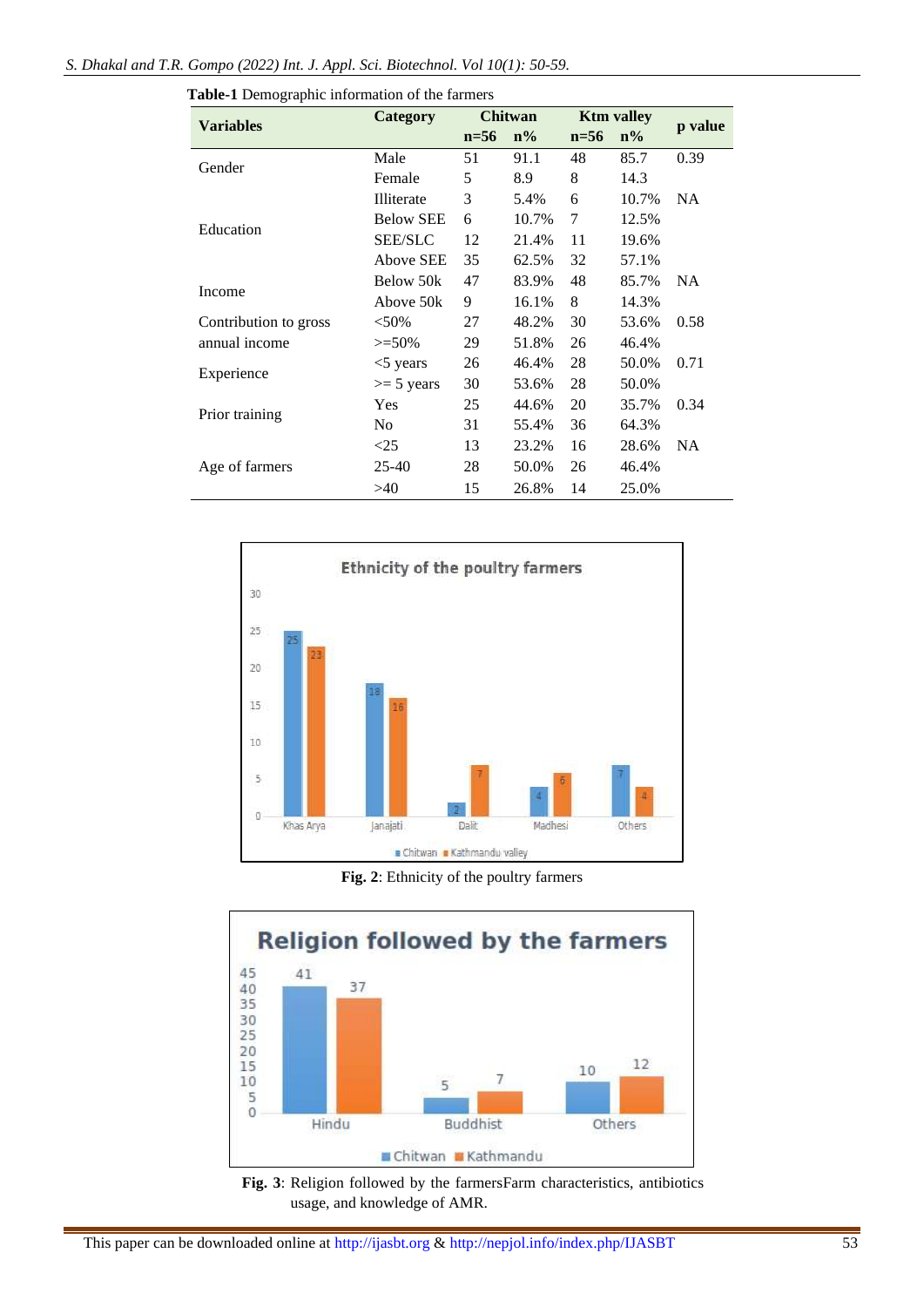**Table-1** Demographic information of the farmers

| Variables | Category | Chitwan | | Ktm valley | | p value |
|---|---|---|---|---|---|---|
| | | n=56 | n% | n=56 | n% | |
| Gender | Male | 51 | 91.1 | 48 | 85.7 | 0.39 |
| | Female | 5 | 8.9 | 8 | 14.3 | |
| Education | Illiterate | 3 | 5.4% | 6 | 10.7% | NA |
| | Below SEE | 6 | 10.7% | 7 | 12.5% | |
| | SEE/SLC | 12 | 21.4% | 11 | 19.6% | |
| | Above SEE | 35 | 62.5% | 32 | 57.1% | |
| Income | Below 50k | 47 | 83.9% | 48 | 85.7% | NA |
| | Above 50k | 9 | 16.1% | 8 | 14.3% | |
| Contribution to gross annual income | <50% | 27 | 48.2% | 30 | 53.6% | 0.58 |
| | >=50% | 29 | 51.8% | 26 | 46.4% | |
| Experience | <5 years | 26 | 46.4% | 28 | 50.0% | 0.71 |
| | >= 5 years | 30 | 53.6% | 28 | 50.0% | |
| Prior training | Yes | 25 | 44.6% | 20 | 35.7% | 0.34 |
| | No | 31 | 55.4% | 36 | 64.3% | |
| Age of farmers | <25 | 13 | 23.2% | 16 | 28.6% | NA |
| | 25-40 | 28 | 50.0% | 26 | 46.4% | |
| | >40 | 15 | 26.8% | 14 | 25.0% | |

**Fig. 2**: Ethnicity of the poultry farmers

**Fig. 3**: Religion followed by the farmersFarm characteristics, antibiotics usage, and knowledge of AMR.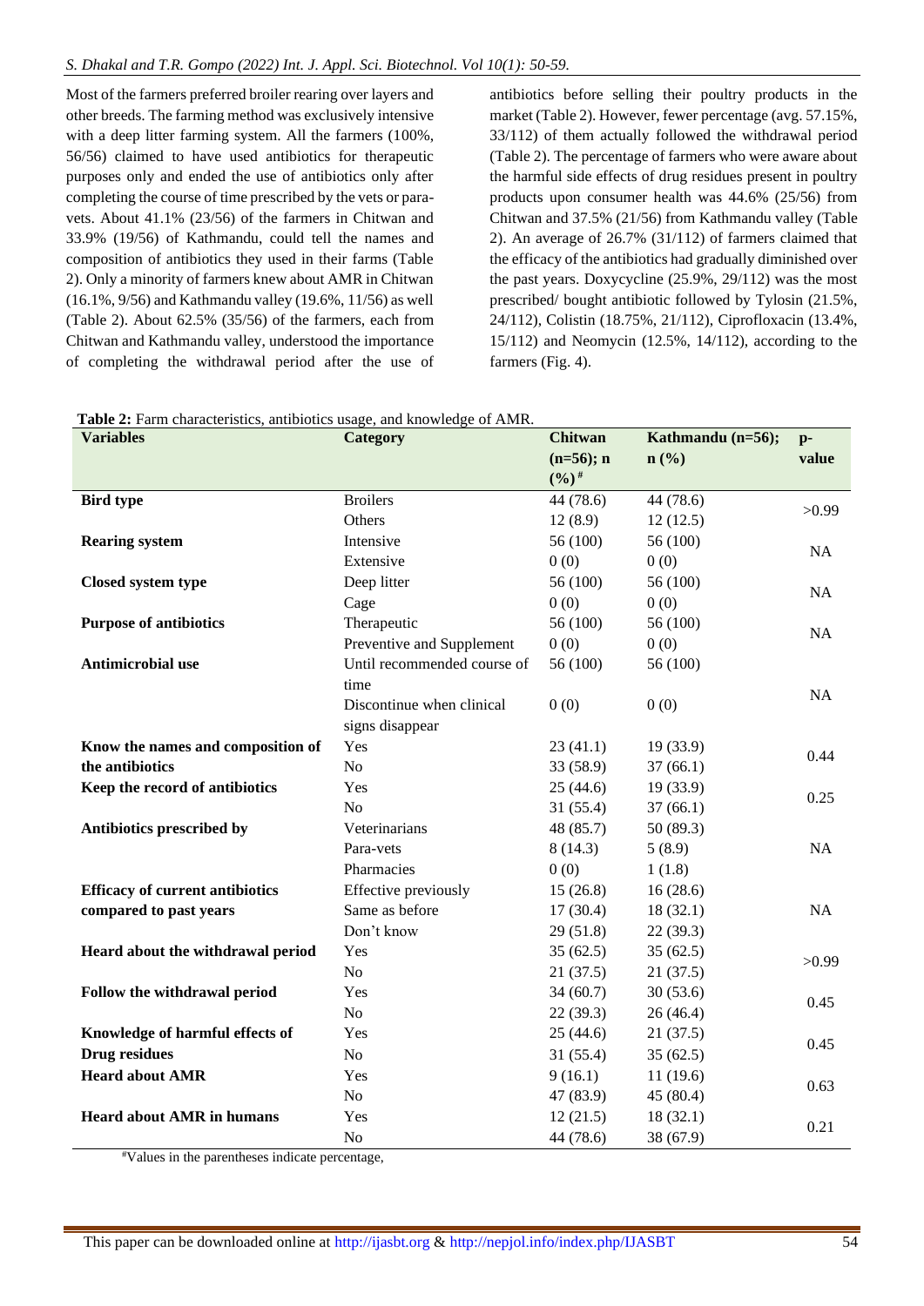Most of the farmers preferred broiler rearing over layers and other breeds. The farming method was exclusively intensive with a deep litter farming system. All the farmers (100%, 56/56) claimed to have used antibiotics for therapeutic purposes only and ended the use of antibiotics only after completing the course of time prescribed by the vets or para-vets. About 41.1% (23/56) of the farmers in Chitwan and 33.9% (19/56) of Kathmandu, could tell the names and composition of antibiotics they used in their farms (Table 2). Only a minority of farmers knew about AMR in Chitwan (16.1%, 9/56) and Kathmandu valley (19.6%, 11/56) as well (Table 2). About 62.5% (35/56) of the farmers, each from Chitwan and Kathmandu valley, understood the importance of completing the withdrawal period after the use of antibiotics before selling their poultry products in the market (Table 2). However, fewer percentage (avg. 57.15%, 33/112) of them actually followed the withdrawal period (Table 2). The percentage of farmers who were aware about the harmful side effects of drug residues present in poultry products upon consumer health was 44.6% (25/56) from Chitwan and 37.5% (21/56) from Kathmandu valley (Table 2). An average of 26.7% (31/112) of farmers claimed that the efficacy of the antibiotics had gradually diminished over the past years. Doxycycline (25.9%, 29/112) was the most prescribed/ bought antibiotic followed by Tylosin (21.5%, 24/112), Colistin (18.75%, 21/112), Ciprofloxacin (13.4%, 15/112) and Neomycin (12.5%, 14/112), according to the farmers (Fig. 4).

**Table 2:** Farm characteristics, antibiotics usage, and knowledge of AMR.

| Variables | Category | Chitwan (n=56); n (%)[#] | Kathmandu (n=56); n (%) | p-value |
|---|---|---|---|---|
| **Bird type** | Broilers | 44 (78.6) | 44 (78.6) | >0.99 |
| | Others | 12 (8.9) | 12 (12.5) | |
| **Rearing system** | Intensive | 56 (100) | 56 (100) | NA |
| | Extensive | 0 (0) | 0 (0) | |
| **Closed system type** | Deep litter | 56 (100) | 56 (100) | NA |
| | Cage | 0 (0) | 0 (0) | |
| **Purpose of antibiotics** | Therapeutic | 56 (100) | 56 (100) | NA |
| | Preventive and Supplement | 0 (0) | 0 (0) | |
| **Antimicrobial use** | Until recommended course of time | 56 (100) | 56 (100) | NA |
| | Discontinue when clinical signs disappear | 0 (0) | 0 (0) | |
| **Know the names and composition of the antibiotics** | Yes | 23 (41.1) | 19 (33.9) | 0.44 |
| | No | 33 (58.9) | 37 (66.1) | |
| **Keep the record of antibiotics** | Yes | 25 (44.6) | 19 (33.9) | 0.25 |
| | No | 31 (55.4) | 37 (66.1) | |
| **Antibiotics prescribed by** | Veterinarians | 48 (85.7) | 50 (89.3) | NA |
| | Para-vets | 8 (14.3) | 5 (8.9) | |
| | Pharmacies | 0 (0) | 1 (1.8) | |
| **Efficacy of current antibiotics compared to past years** | Effective previously | 15 (26.8) | 16 (28.6) | NA |
| | Same as before | 17 (30.4) | 18 (32.1) | |
| | Don't know | 29 (51.8) | 22 (39.3) | |
| **Heard about the withdrawal period** | Yes | 35 (62.5) | 35 (62.5) | >0.99 |
| | No | 21 (37.5) | 21 (37.5) | |
| **Follow the withdrawal period** | Yes | 34 (60.7) | 30 (53.6) | 0.45 |
| | No | 22 (39.3) | 26 (46.4) | |
| **Knowledge of harmful effects of Drug residues** | Yes | 25 (44.6) | 21 (37.5) | 0.45 |
| | No | 31 (55.4) | 35 (62.5) | |
| **Heard about AMR** | Yes | 9 (16.1) | 11 (19.6) | 0.63 |
| | No | 47 (83.9) | 45 (80.4) | |
| **Heard about AMR in humans** | Yes | 12 (21.5) | 18 (32.1) | 0.21 |
| | No | 44 (78.6) | 38 (67.9) | |

[#]Values in the parentheses indicate percentage,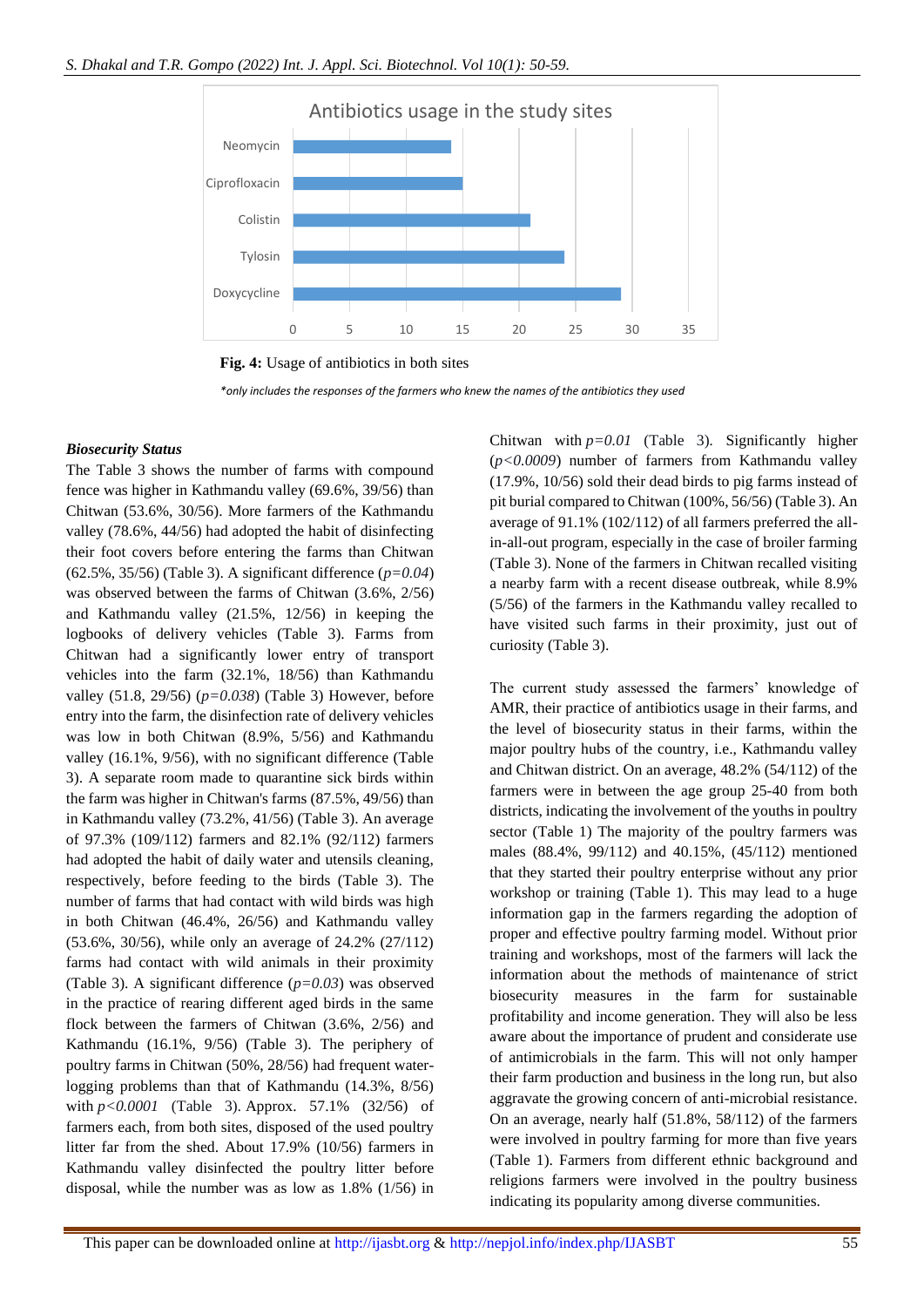Fig. 4: Usage of antibiotics in both sites

*only includes the responses of the farmers who knew the names of the antibiotics they used

***Biosecurity Status***

The Table 3 shows the number of farms with compound fence was higher in Kathmandu valley (69.6%, 39/56) than Chitwan (53.6%, 30/56). More farmers of the Kathmandu valley (78.6%, 44/56) had adopted the habit of disinfecting their foot covers before entering the farms than Chitwan (62.5%, 35/56) (Table 3). A significant difference (*p=0.04*) was observed between the farms of Chitwan (3.6%, 2/56) and Kathmandu valley (21.5%, 12/56) in keeping the logbooks of delivery vehicles (Table 3). Farms from Chitwan had a significantly lower entry of transport vehicles into the farm (32.1%, 18/56) than Kathmandu valley (51.8, 29/56) (*p=0.038*) (Table 3) However, before entry into the farm, the disinfection rate of delivery vehicles was low in both Chitwan (8.9%, 5/56) and Kathmandu valley (16.1%, 9/56), with no significant difference (Table 3). A separate room made to quarantine sick birds within the farm was higher in Chitwan's farms (87.5%, 49/56) than in Kathmandu valley (73.2%, 41/56) (Table 3). An average of 97.3% (109/112) farmers and 82.1% (92/112) farmers had adopted the habit of daily water and utensils cleaning, respectively, before feeding to the birds (Table 3). The number of farms that had contact with wild birds was high in both Chitwan (46.4%, 26/56) and Kathmandu valley (53.6%, 30/56), while only an average of 24.2% (27/112) farms had contact with wild animals in their proximity (Table 3). A significant difference (*p=0.03*) was observed in the practice of rearing different aged birds in the same flock between the farmers of Chitwan (3.6%, 2/56) and Kathmandu valley (16.1%, 9/56) (Table 3). The periphery of poultry farms in Chitwan (50%, 28/56) had frequent water-logging problems than that of Kathmandu (14.3%, 8/56) with *p<0.0001* (Table 3). Approx. 57.1% (32/56) of farmers each, from both sites, disposed of the used poultry litter far from the shed. About 17.9% (10/56) farmers in Kathmandu valley disinfected the poultry litter before disposal, while the number was as low as 1.8% (1/56) in Chitwan with *p=0.01* (Table 3). Significantly higher (*p<0.0009*) number of farmers from Kathmandu valley (17.9%, 10/56) sold their dead birds to pig farms instead of pit burial compared to Chitwan (100%, 56/56) (Table 3). An average of 91.1% (102/112) of all farmers preferred the all-in-all-out program, especially in the case of broiler farming (Table 3). None of the farmers in Chitwan recalled visiting a nearby farm with a recent disease outbreak, while 8.9% (5/56) of the farmers in the Kathmandu valley recalled to have visited such farms in their proximity, just out of curiosity (Table 3).

The current study assessed the farmers' knowledge of AMR, their practice of antibiotics usage in their farms, and the level of biosecurity status in their farms, within the major poultry hubs of the country, i.e., Kathmandu valley and Chitwan district. On an average, 48.2% (54/112) of the farmers were in between the age group 25-40 from both districts, indicating the involvement of the youths in poultry sector (Table 1) The majority of the poultry farmers was males (88.4%, 99/112) and 40.15%, (45/112) mentioned that they started their poultry enterprise without any prior workshop or training (Table 1). This may lead to a huge information gap in the farmers regarding the adoption of proper and effective poultry farming model. Without prior training and workshops, most of the farmers will lack the information about the methods of maintenance of strict biosecurity measures in the farm for sustainable profitability and income generation. They will also be less aware about the importance of prudent and considerate use of antimicrobials in the farm. This will not only hamper their farm production and business in the long run, but also aggravate the growing concern of anti-microbial resistance. On an average, nearly half (51.8%, 58/112) of the farmers were involved in poultry farming for more than five years (Table 1). Farmers from different ethnic background and religions farmers were involved in the poultry business indicating its popularity among diverse communities.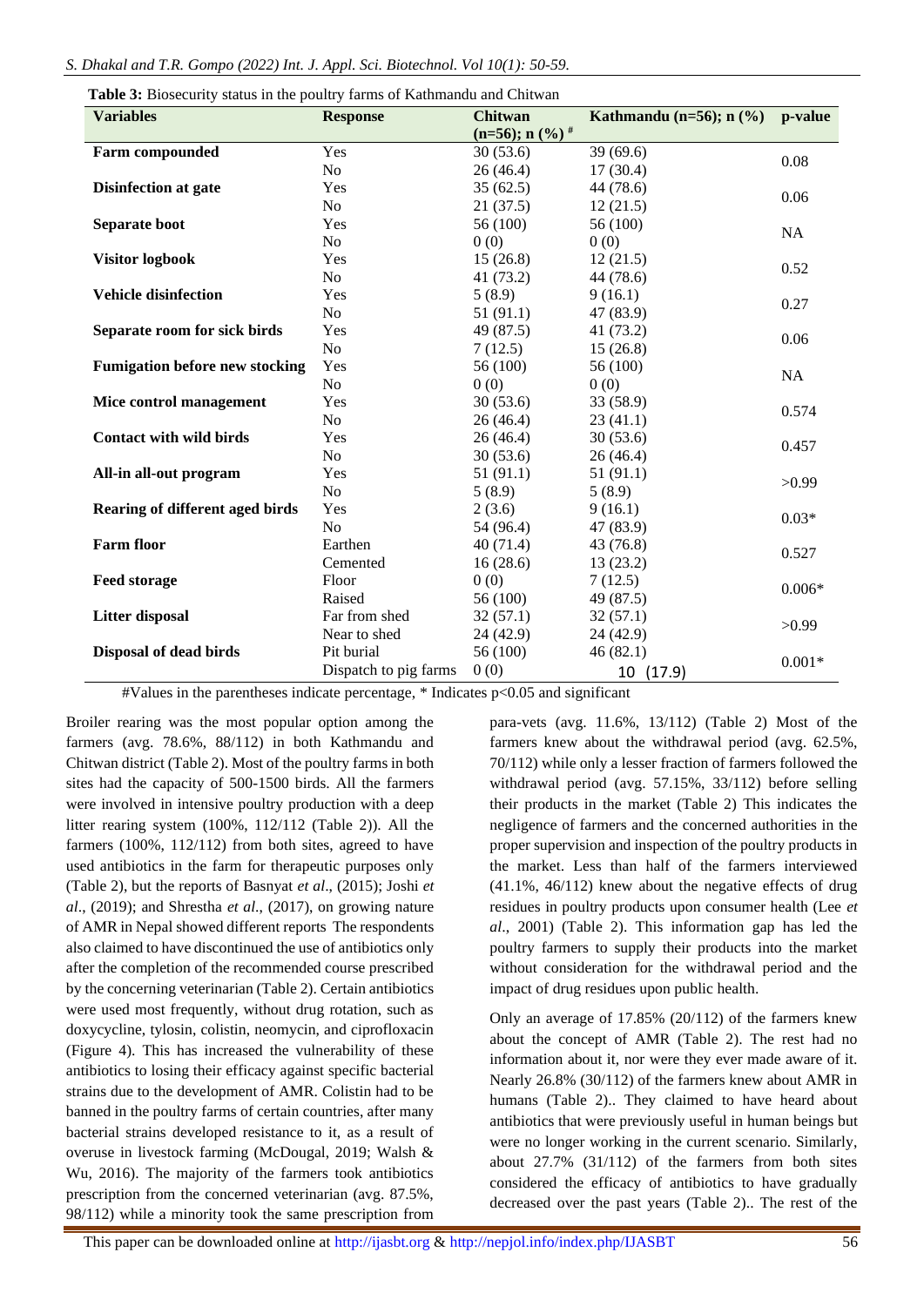**Table 3:** Biosecurity status in the poultry farms of Kathmandu and Chitwan

| Variables | Response | Chitwan (n=56); n (%) # | Kathmandu (n=56); n (%) | p-value |
|---|---|---|---|---|
| **Farm compounded** | Yes | 30 (53.6) | 39 (69.6) | 0.08 |
| | No | 26 (46.4) | 17 (30.4) | |
| **Disinfection at gate** | Yes | 35 (62.5) | 44 (78.6) | 0.06 |
| | No | 21 (37.5) | 12 (21.5) | |
| **Separate boot** | Yes | 56 (100) | 56 (100) | NA |
| | No | 0 (0) | 0 (0) | |
| **Visitor logbook** | Yes | 15 (26.8) | 12 (21.5) | 0.52 |
| | No | 41 (73.2) | 44 (78.6) | |
| **Vehicle disinfection** | Yes | 5 (8.9) | 9 (16.1) | 0.27 |
| | No | 51 (91.1) | 47 (83.9) | |
| **Separate room for sick birds** | Yes | 49 (87.5) | 41 (73.2) | 0.06 |
| | No | 7 (12.5) | 15 (26.8) | |
| **Fumigation before new stocking** | Yes | 56 (100) | 56 (100) | NA |
| | No | 0 (0) | 0 (0) | |
| **Mice control management** | Yes | 30 (53.6) | 33 (58.9) | 0.574 |
| | No | 26 (46.4) | 23 (41.1) | |
| **Contact with wild birds** | Yes | 26 (46.4) | 30 (53.6) | 0.457 |
| | No | 30 (53.6) | 26 (46.4) | |
| **All-in all-out program** | Yes | 51 (91.1) | 51 (91.1) | >0.99 |
| | No | 5 (8.9) | 5 (8.9) | |
| **Rearing of different aged birds** | Yes | 2 (3.6) | 9 (16.1) | 0.03* |
| | No | 54 (96.4) | 47 (83.9) | |
| **Farm floor** | Earthen | 40 (71.4) | 43 (76.8) | 0.527 |
| | Cemented | 16 (28.6) | 13 (23.2) | |
| **Feed storage** | Floor | 0 (0) | 7 (12.5) | 0.006* |
| | Raised | 56 (100) | 49 (87.5) | |
| **Litter disposal** | Far from shed | 32 (57.1) | 32 (57.1) | >0.99 |
| | Near to shed | 24 (42.9) | 24 (42.9) | |
| **Disposal of dead birds** | Pit burial | 56 (100) | 46 (82.1) | 0.001* |
| | Dispatch to pig farms | 0 (0) | 10 (17.9) | |

#Values in the parentheses indicate percentage, * Indicates p<0.05 and significant

Broiler rearing was the most popular option among the farmers (avg. 78.6%, 88/112) in both Kathmandu and Chitwan district (Table 2). Most of the poultry farms in both sites had the capacity of 500-1500 birds. All the farmers were involved in intensive poultry production with a deep litter rearing system (100%, 112/112 (Table 2)). All the farmers (100%, 112/112) from both sites, agreed to have used antibiotics in the farm for therapeutic purposes only (Table 2), but the reports of Basnyat *et al*., (2015); Joshi *et al*., (2019); and Shrestha *et al*., (2017), on growing nature of AMR in Nepal showed different reports The respondents also claimed to have discontinued the use of antibiotics only after the completion of the recommended course prescribed by the concerning veterinarian (Table 2). Certain antibiotics were used most frequently, without drug rotation, such as doxycycline, tylosin, colistin, neomycin, and ciprofloxacin (Figure 4). This has increased the vulnerability of these antibiotics to losing their efficacy against specific bacterial strains due to the development of AMR. Colistin had to be banned in the poultry farms of certain countries, after many bacterial strains developed resistance to it, as a result of overuse in livestock farming (McDougal, 2019; Walsh & Wu, 2016). The majority of the farmers took antibiotics prescription from the concerned veterinarian (avg. 87.5%, 98/112) while a minority took the same prescription from para-vets (avg. 11.6%, 13/112) (Table 2) Most of the farmers knew about the withdrawal period (avg. 62.5%, 70/112) while only a lesser fraction of farmers followed the withdrawal period (avg. 57.15%, 33/112) before selling their products in the market (Table 2) This indicates the negligence of farmers and the concerned authorities in the proper supervision and inspection of the poultry products in the market. Less than half of the farmers interviewed (41.1%, 46/112) knew about the negative effects of drug residues in poultry products upon consumer health (Lee *et al*., 2001) (Table 2). This information gap has led the poultry farmers to supply their products into the market without consideration for the withdrawal period and the impact of drug residues upon public health.

Only an average of 17.85% (20/112) of the farmers knew about the concept of AMR (Table 2). The rest had no information about it, nor were they ever made aware of it. Nearly 26.8% (30/112) of the farmers knew about AMR in humans (Table 2).. They claimed to have heard about antibiotics that were previously useful in human beings but were no longer working in the current scenario. Similarly, about 27.7% (31/112) of the farmers from both sites considered the efficacy of antibiotics to have gradually decreased over the past years (Table 2).. The rest of the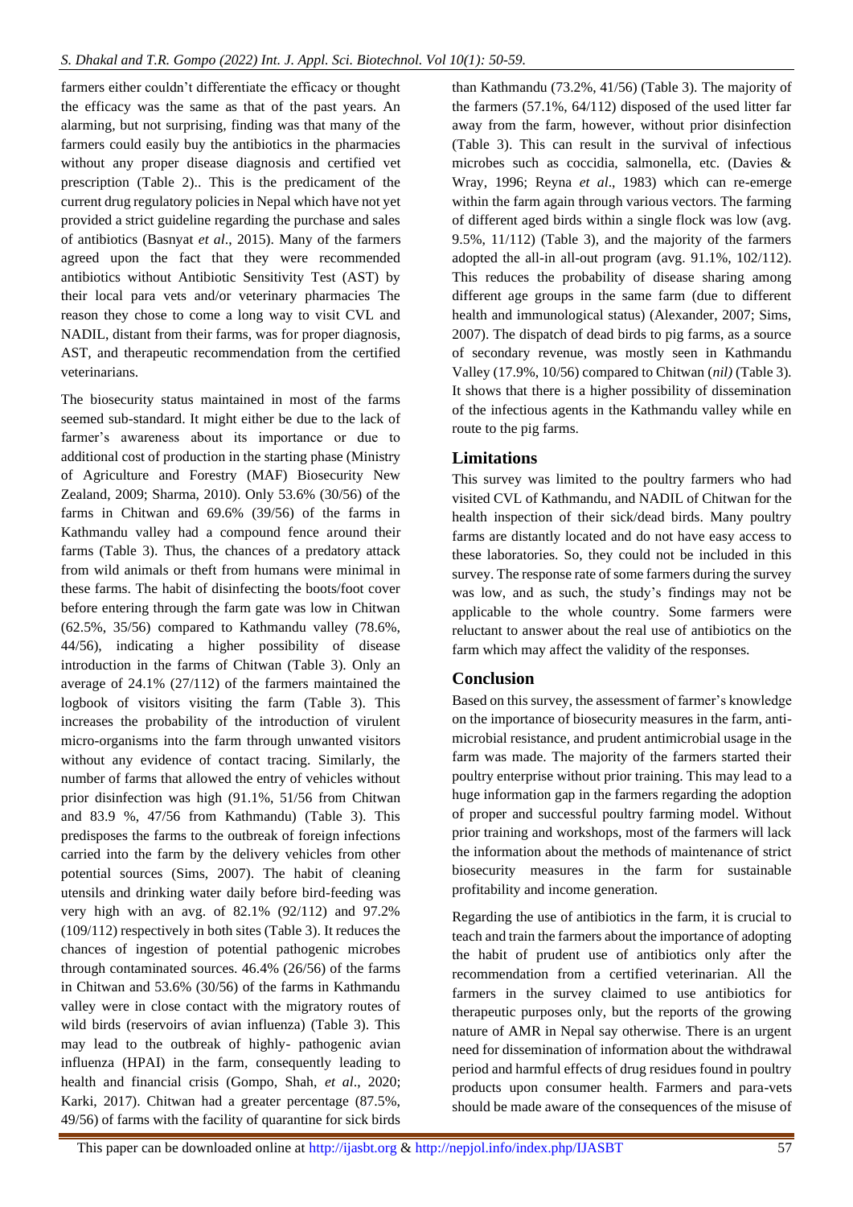farmers either couldn't differentiate the efficacy or thought the efficacy was the same as that of the past years. An alarming, but not surprising, finding was that many of the farmers could easily buy the antibiotics in the pharmacies without any proper disease diagnosis and certified vet prescription (Table 2).. This is the predicament of the current drug regulatory policies in Nepal which have not yet provided a strict guideline regarding the purchase and sales of antibiotics (Basnyat *et al*., 2015). Many of the farmers agreed upon the fact that they were recommended antibiotics without Antibiotic Sensitivity Test (AST) by their local para vets and/or veterinary pharmacies The reason they chose to come a long way to visit CVL and NADIL, distant from their farms, was for proper diagnosis, AST, and therapeutic recommendation from the certified veterinarians.

The biosecurity status maintained in most of the farms seemed sub-standard. It might either be due to the lack of farmer's awareness about its importance or due to additional cost of production in the starting phase (Ministry of Agriculture and Forestry (MAF) Biosecurity New Zealand, 2009; Sharma, 2010). Only 53.6% (30/56) of the farms in Chitwan and 69.6% (39/56) of the farms in Kathmandu valley had a compound fence around their farms (Table 3). Thus, the chances of a predatory attack from wild animals or theft from humans were minimal in these farms. The habit of disinfecting the boots/foot cover before entering through the farm gate was low in Chitwan (62.5%, 35/56) compared to Kathmandu valley (78.6%, 44/56), indicating a higher possibility of disease introduction in the farms of Chitwan (Table 3). Only an average of 24.1% (27/112) of the farmers maintained the logbook of visitors visiting the farm (Table 3). This increases the probability of the introduction of virulent micro-organisms into the farm through unwanted visitors without any evidence of contact tracing. Similarly, the number of farms that allowed the entry of vehicles without prior disinfection was high (91.1%, 51/56 from Chitwan and 83.9 %, 47/56 from Kathmandu) (Table 3). This predisposes the farms to the outbreak of foreign infections carried into the farm by the delivery vehicles from other potential sources (Sims, 2007). The habit of cleaning utensils and drinking water daily before bird-feeding was very high with an avg. of 82.1% (92/112) and 97.2% (109/112) respectively in both sites (Table 3). It reduces the chances of ingestion of potential pathogenic microbes through contaminated sources. 46.4% (26/56) of the farms in Chitwan and 53.6% (30/56) of the farms in Kathmandu valley were in close contact with the migratory routes of wild birds (reservoirs of avian influenza) (Table 3). This may lead to the outbreak of highly- pathogenic avian influenza (HPAI) in the farm, consequently leading to health and financial crisis (Gompo, Shah, *et al*., 2020; Karki, 2017). Chitwan had a greater percentage (87.5%, 49/56) of farms with the facility of quarantine for sick birds than Kathmandu (73.2%, 41/56) (Table 3). The majority of the farmers (57.1%, 64/112) disposed of the used litter far away from the farm, however, without prior disinfection (Table 3). This can result in the survival of infectious microbes such as coccidia, salmonella, etc. (Davies & Wray, 1996; Reyna *et al*., 1983) which can re-emerge within the farm again through various vectors. The farming of different aged birds within a single flock was low (avg. 9.5%, 11/112) (Table 3), and the majority of the farmers adopted the all-in all-out program (avg. 91.1%, 102/112). This reduces the probability of disease sharing among different age groups in the same farm (due to different health and immunological status) (Alexander, 2007; Sims, 2007). The dispatch of dead birds to pig farms, as a source of secondary revenue, was mostly seen in Kathmandu Valley (17.9%, 10/56) compared to Chitwan (*nil)* (Table 3). It shows that there is a higher possibility of dissemination of the infectious agents in the Kathmandu valley while en route to the pig farms.

## Limitations

This survey was limited to the poultry farmers who had visited CVL of Kathmandu, and NADIL of Chitwan for the health inspection of their sick/dead birds. Many poultry farms are distantly located and do not have easy access to these laboratories. So, they could not be included in this survey. The response rate of some farmers during the survey was low, and as such, the study's findings may not be applicable to the whole country. Some farmers were reluctant to answer about the real use of antibiotics on the farm which may affect the validity of the responses.

## Conclusion

Based on this survey, the assessment of farmer's knowledge on the importance of biosecurity measures in the farm, anti-microbial resistance, and prudent antimicrobial usage in the farm was made. The majority of the farmers started their poultry enterprise without prior training. This may lead to a huge information gap in the farmers regarding the adoption of proper and successful poultry farming model. Without prior training and workshops, most of the farmers will lack the information about the methods of maintenance of strict biosecurity measures in the farm for sustainable profitability and income generation.

Regarding the use of antibiotics in the farm, it is crucial to teach and train the farmers about the importance of adopting the habit of prudent use of antibiotics only after the recommendation from a certified veterinarian. All the farmers in the survey claimed to use antibiotics for therapeutic purposes only, but the reports of the growing nature of AMR in Nepal say otherwise. There is an urgent need for dissemination of information about the withdrawal period and harmful effects of drug residues found in poultry products upon consumer health. Farmers and para-vets should be made aware of the consequences of the misuse of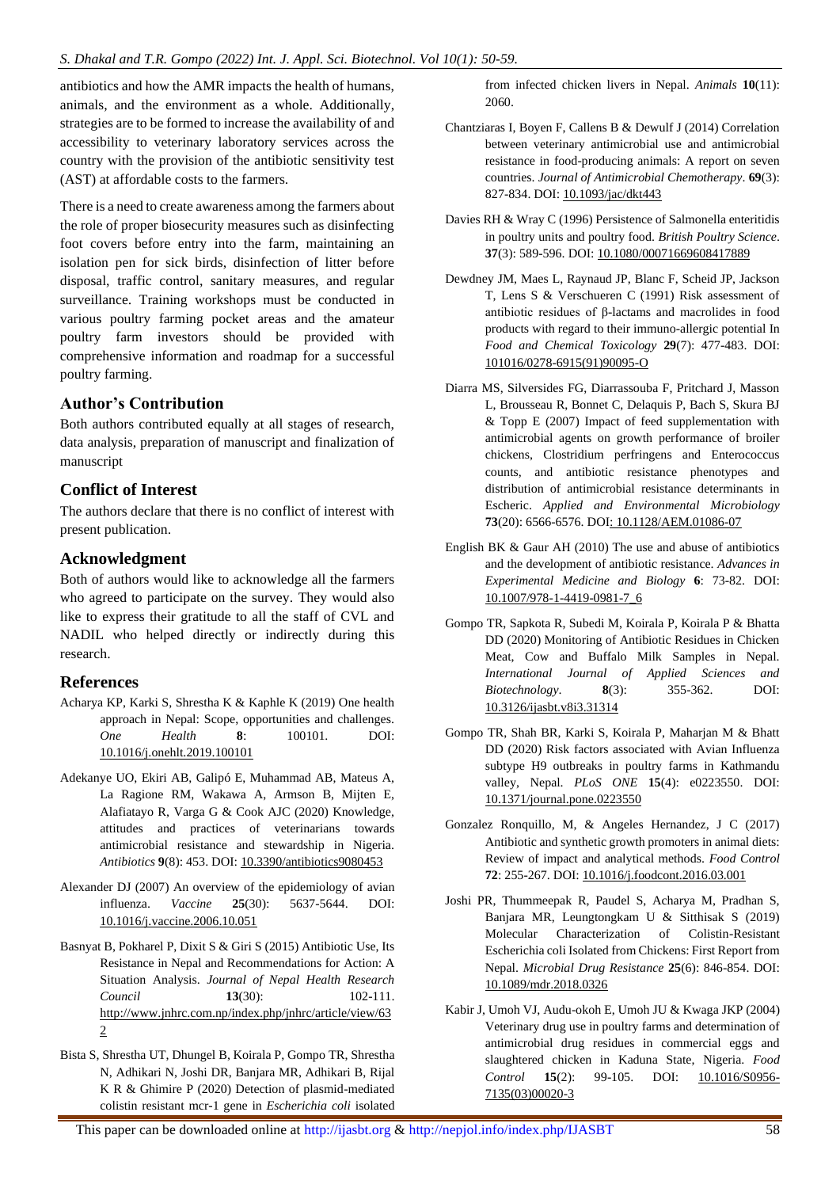antibiotics and how the AMR impacts the health of humans, animals, and the environment as a whole. Additionally, strategies are to be formed to increase the availability of and accessibility to veterinary laboratory services across the country with the provision of the antibiotic sensitivity test (AST) at affordable costs to the farmers.

There is a need to create awareness among the farmers about the role of proper biosecurity measures such as disinfecting foot covers before entry into the farm, maintaining an isolation pen for sick birds, disinfection of litter before disposal, traffic control, sanitary measures, and regular surveillance. Training workshops must be conducted in various poultry farming pocket areas and the amateur poultry farm investors should be provided with comprehensive information and roadmap for a successful poultry farming.

## Author's Contribution

Both authors contributed equally at all stages of research, data analysis, preparation of manuscript and finalization of manuscript

## Conflict of Interest

The authors declare that there is no conflict of interest with present publication.

## Acknowledgment

Both of authors would like to acknowledge all the farmers who agreed to participate on the survey. They would also like to express their gratitude to all the staff of CVL and NADIL who helped directly or indirectly during this research.

## References

Acharya KP, Karki S, Shrestha K & Kaphle K (2019) One health approach in Nepal: Scope, opportunities and challenges. *One Health* **8**: 100101. DOI: 10.1016/j.onehlt.2019.100101

Adekanye UO, Ekiri AB, Galipó E, Muhammad AB, Mateus A, La Ragione RM, Wakawa A, Armson B, Mijten E, Alafiatayo R, Varga G & Cook AJC (2020) Knowledge, attitudes and practices of veterinarians towards antimicrobial resistance and stewardship in Nigeria. *Antibiotics* **9**(8): 453. DOI: 10.3390/antibiotics9080453

Alexander DJ (2007) An overview of the epidemiology of avian influenza. *Vaccine* **25**(30): 5637-5644. DOI: 10.1016/j.vaccine.2006.10.051

Basnyat B, Pokharel P, Dixit S & Giri S (2015) Antibiotic Use, Its Resistance in Nepal and Recommendations for Action: A Situation Analysis. *Journal of Nepal Health Research Council* **13**(30): 102-111. http://www.jnhrc.com.np/index.php/jnhrc/article/view/632

Bista S, Shrestha UT, Dhungel B, Koirala P, Gompo TR, Shrestha N, Adhikari N, Joshi DR, Banjara MR, Adhikari B, Rijal K R & Ghimire P (2020) Detection of plasmid-mediated colistin resistant mcr-1 gene in *Escherichia coli* isolated from infected chicken livers in Nepal. *Animals* **10**(11): 2060.

Chantziaras I, Boyen F, Callens B & Dewulf J (2014) Correlation between veterinary antimicrobial use and antimicrobial resistance in food-producing animals: A report on seven countries. *Journal of Antimicrobial Chemotherapy*. **69**(3): 827-834. DOI: 10.1093/jac/dkt443

Davies RH & Wray C (1996) Persistence of Salmonella enteritidis in poultry units and poultry food. *British Poultry Science*. **37**(3): 589-596. DOI: 10.1080/00071669608417889

Dewdney JM, Maes L, Raynaud JP, Blanc F, Scheid JP, Jackson T, Lens S & Verschueren C (1991) Risk assessment of antibiotic residues of β-lactams and macrolides in food products with regard to their immuno-allergic potential In *Food and Chemical Toxicology* **29**(7): 477-483. DOI: 101016/0278-6915(91)90095-O

Diarra MS, Silversides FG, Diarrassouba F, Pritchard J, Masson L, Brousseau R, Bonnet C, Delaquis P, Bach S, Skura BJ & Topp E (2007) Impact of feed supplementation with antimicrobial agents on growth performance of broiler chickens, Clostridium perfringens and Enterococcus counts, and antibiotic resistance phenotypes and distribution of antimicrobial resistance determinants in Escheric. *Applied and Environmental Microbiology* **73**(20): 6566-6576. DOI: 10.1128/AEM.01086-07

English BK & Gaur AH (2010) The use and abuse of antibiotics and the development of antibiotic resistance. *Advances in Experimental Medicine and Biology* **6**: 73-82. DOI: 10.1007/978-1-4419-0981-7_6

Gompo TR, Sapkota R, Subedi M, Koirala P, Koirala P & Bhatta DD (2020) Monitoring of Antibiotic Residues in Chicken Meat, Cow and Buffalo Milk Samples in Nepal. *International Journal of Applied Sciences and Biotechnology*. **8**(3): 355-362. DOI: 10.3126/ijasbt.v8i3.31314

Gompo TR, Shah BR, Karki S, Koirala P, Maharjan M & Bhatt DD (2020) Risk factors associated with Avian Influenza subtype H9 outbreaks in poultry farms in Kathmandu valley, Nepal. *PLoS ONE* **15**(4): e0223550. DOI: 10.1371/journal.pone.0223550

Gonzalez Ronquillo, M, & Angeles Hernandez, J C (2017) Antibiotic and synthetic growth promoters in animal diets: Review of impact and analytical methods. *Food Control* **72**: 255-267. DOI: 10.1016/j.foodcont.2016.03.001

Joshi PR, Thummeepak R, Paudel S, Acharya M, Pradhan S, Banjara MR, Leungtongkam U & Sitthisak S (2019) Molecular Characterization of Colistin-Resistant Escherichia coli Isolated from Chickens: First Report from Nepal. *Microbial Drug Resistance* **25**(6): 846-854. DOI: 10.1089/mdr.2018.0326

Kabir J, Umoh VJ, Audu-okoh E, Umoh JU & Kwaga JKP (2004) Veterinary drug use in poultry farms and determination of antimicrobial drug residues in commercial eggs and slaughtered chicken in Kaduna State, Nigeria. *Food Control* **15**(2): 99-105. DOI: 10.1016/S0956-7135(03)00020-3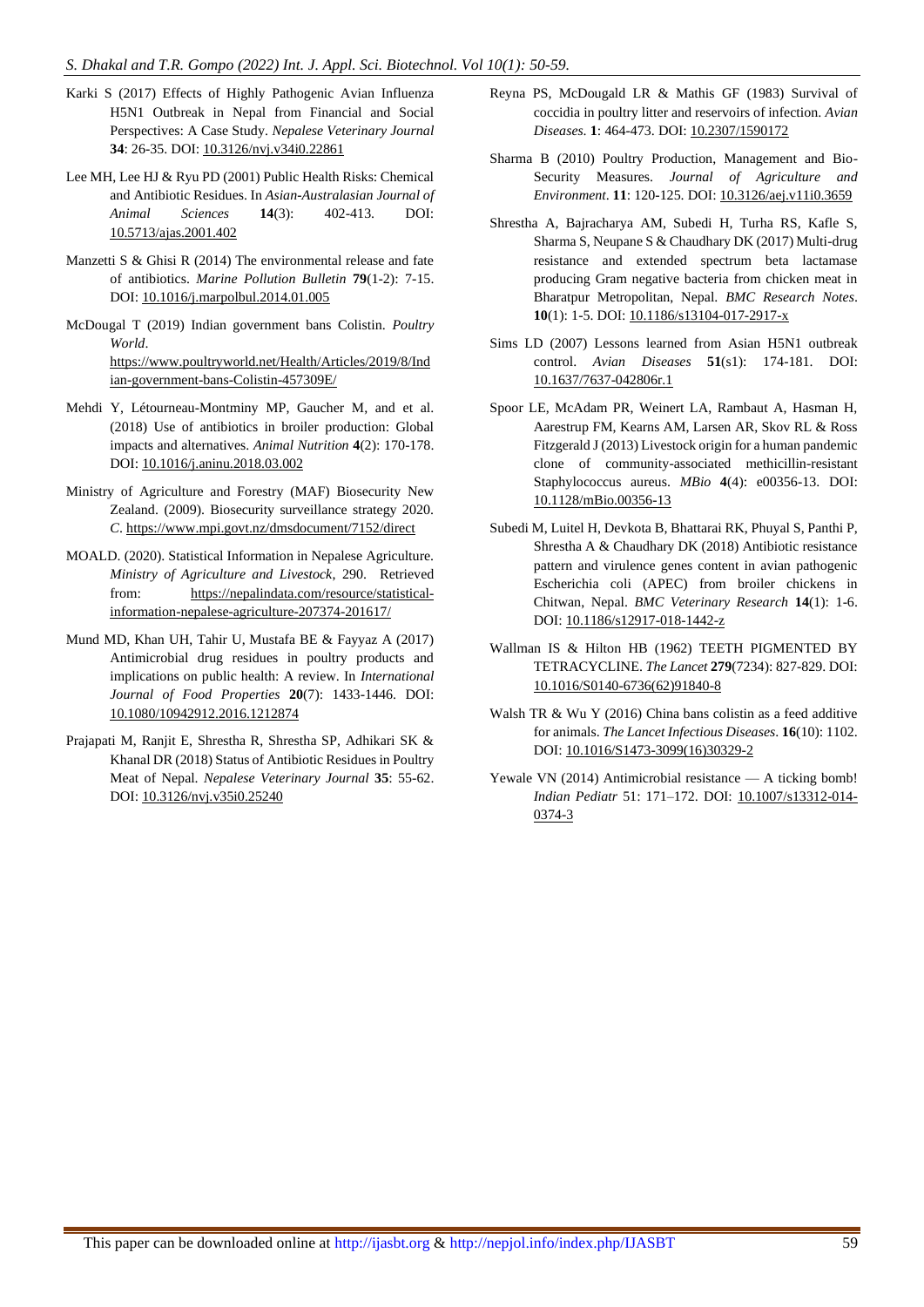Karki S (2017) Effects of Highly Pathogenic Avian Influenza H5N1 Outbreak in Nepal from Financial and Social Perspectives: A Case Study. *Nepalese Veterinary Journal* **34**: 26-35. DOI: 10.3126/nvj.v34i0.22861

Lee MH, Lee HJ & Ryu PD (2001) Public Health Risks: Chemical and Antibiotic Residues. In *Asian-Australasian Journal of Animal Sciences* **14**(3): 402-413. DOI: 10.5713/ajas.2001.402

Manzetti S & Ghisi R (2014) The environmental release and fate of antibiotics. *Marine Pollution Bulletin* **79**(1-2): 7-15. DOI: 10.1016/j.marpolbul.2014.01.005

McDougal T (2019) Indian government bans Colistin. *Poultry World*. https://www.poultryworld.net/Health/Articles/2019/8/Indian-government-bans-Colistin-457309E/

Mehdi Y, Létourneau-Montminy MP, Gaucher M, and et al. (2018) Use of antibiotics in broiler production: Global impacts and alternatives. *Animal Nutrition* **4**(2): 170-178. DOI: 10.1016/j.aninu.2018.03.002

Ministry of Agriculture and Forestry (MAF) Biosecurity New Zealand. (2009). Biosecurity surveillance strategy 2020. *C*. https://www.mpi.govt.nz/dmsdocument/7152/direct

MOALD. (2020). Statistical Information in Nepalese Agriculture. *Ministry of Agriculture and Livestock*, 290. Retrieved from: https://nepalindata.com/resource/statistical-information-nepalese-agriculture-207374-201617/

Mund MD, Khan UH, Tahir U, Mustafa BE & Fayyaz A (2017) Antimicrobial drug residues in poultry products and implications on public health: A review. In *International Journal of Food Properties* **20**(7): 1433-1446. DOI: 10.1080/10942912.2016.1212874

Prajapati M, Ranjit E, Shrestha R, Shrestha SP, Adhikari SK & Khanal DR (2018) Status of Antibiotic Residues in Poultry Meat of Nepal. *Nepalese Veterinary Journal* **35**: 55-62. DOI: 10.3126/nvj.v35i0.25240

Reyna PS, McDougald LR & Mathis GF (1983) Survival of coccidia in poultry litter and reservoirs of infection. *Avian Diseases*. **1**: 464-473. DOI: 10.2307/1590172

Sharma B (2010) Poultry Production, Management and Bio-Security Measures. *Journal of Agriculture and Environment*. **11**: 120-125. DOI: 10.3126/aej.v11i0.3659

Shrestha A, Bajracharya AM, Subedi H, Turha RS, Kafle S, Sharma S, Neupane S & Chaudhary DK (2017) Multi-drug resistance and extended spectrum beta lactamase producing Gram negative bacteria from chicken meat in Bharatpur Metropolitan, Nepal. *BMC Research Notes*. **10**(1): 1-5. DOI: 10.1186/s13104-017-2917-x

Sims LD (2007) Lessons learned from Asian H5N1 outbreak control. *Avian Diseases* **51**(s1): 174-181. DOI: 10.1637/7637-042806r.1

Spoor LE, McAdam PR, Weinert LA, Rambaut A, Hasman H, Aarestrup FM, Kearns AM, Larsen AR, Skov RL & Ross Fitzgerald J (2013) Livestock origin for a human pandemic clone of community-associated methicillin-resistant Staphylococcus aureus. *MBio* **4**(4): e00356-13. DOI: 10.1128/mBio.00356-13

Subedi M, Luitel H, Devkota B, Bhattarai RK, Phuyal S, Panthi P, Shrestha A & Chaudhary DK (2018) Antibiotic resistance pattern and virulence genes content in avian pathogenic Escherichia coli (APEC) from broiler chickens in Chitwan, Nepal. *BMC Veterinary Research* **14**(1): 1-6. DOI: 10.1186/s12917-018-1442-z

Wallman IS & Hilton HB (1962) TEETH PIGMENTED BY TETRACYCLINE. *The Lancet* **279**(7234): 827-829. DOI: 10.1016/S0140-6736(62)91840-8

Walsh TR & Wu Y (2016) China bans colistin as a feed additive for animals. *The Lancet Infectious Diseases*. **16**(10): 1102. DOI: 10.1016/S1473-3099(16)30329-2

Yewale VN (2014) Antimicrobial resistance — A ticking bomb! *Indian Pediatr* 51: 171–172. DOI: 10.1007/s13312-014-0374-3